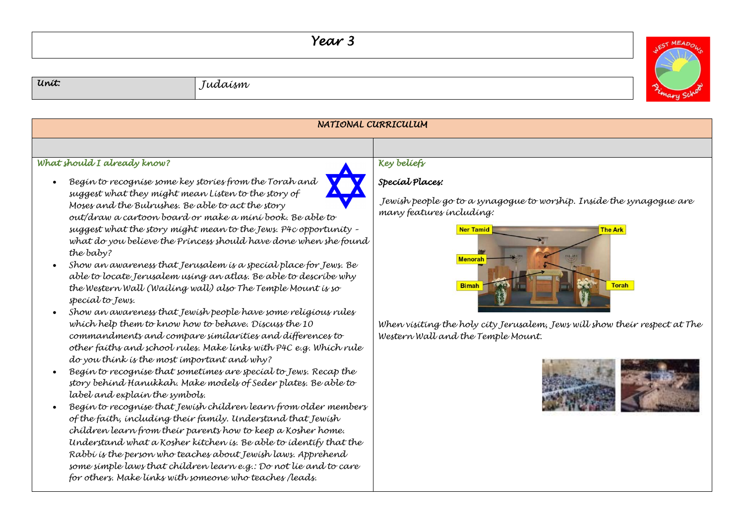# Year 3

| Unit: | Judaism |
|---|---|

## NATIONAL CURRICULUM

### What should I already know?

- Begin to recognise some key stories from the Torah and suggest what they might mean Listen to the story of Moses and the Bulrushes. Be able to act the story out/draw a cartoon board or make a mini book. Be able to suggest what the story might mean to the Jews. P4c opportunity – what do you believe the Princess should have done when she found the baby?
- Show an awareness that Jerusalem is a special place for Jews. Be able to locate Jerusalem using an atlas. Be able to describe why the Western Wall (Wailing wall) also The Temple Mount is so special to Jews.
- Show an awareness that Jewish people have some religious rules which help them to know how to behave. Discuss the 10 commandments and compare similarities and differences to other faiths and school rules. Make links with P4C e.g. Which rule do you think is the most important and why?
- Begin to recognise that sometimes are special to Jews. Recap the story behind Hanukkah. Make models of Seder plates. Be able to label and explain the symbols.
- Begin to recognise that Jewish children learn from older members of the faith, including their family. Understand that Jewish children learn from their parents how to keep a Kosher home. Understand what a Kosher kitchen is. Be able to identify that the Rabbi is the person who teaches about Jewish laws. Apprehend some simple laws that children learn e.g.: Do not lie and to care for others. Make links with someone who teaches /leads.

### Key beliefs

**Special Places:**

Jewish people go to a synagogue to worship. Inside the synagogue are many features including:

Ner Tamid, The Ark, Menorah, Bimah, Torah

When visiting the holy city Jerusalem, Jews will show their respect at The Western Wall and the Temple Mount.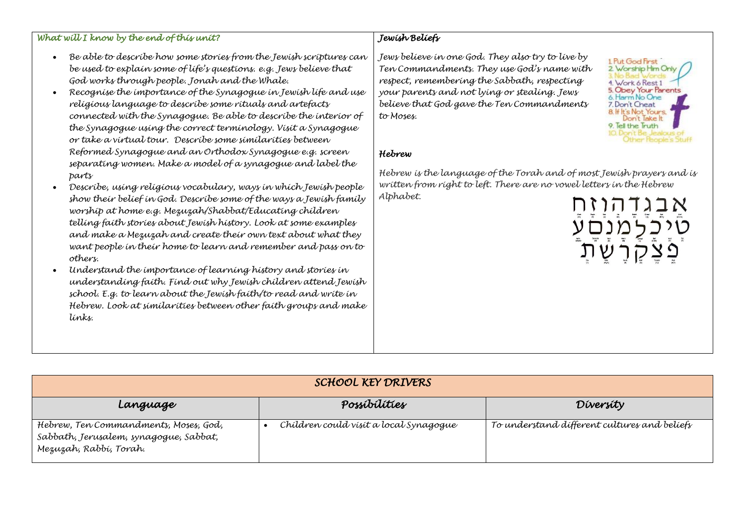## What will I know by the end of this unit?

- Be able to describe how some stories from the Jewish scriptures can be used to explain some of life's questions. e.g. Jews believe that God works through people. Jonah and the Whale.
- Recognise the importance of the Synagogue in Jewish life and use religious language to describe some rituals and artefacts connected with the Synagogue. Be able to describe the interior of the Synagogue using the correct terminology. Visit a Synagogue or take a virtual tour. Describe some similarities between Reformed Synagogue and an Orthodox Synagogue e.g. screen separating women. Make a model of a synagogue and label the parts
- Describe, using religious vocabulary, ways in which Jewish people show their belief in God. Describe some of the ways a Jewish family worship at home e.g. Mezuzah/Shabbat/Educating children telling faith stories about Jewish history. Look at some examples and make a Mezuzah and create their own text about what they want people in their home to learn and remember and pass on to others.
- Understand the importance of learning history and stories in understanding faith. Find out why Jewish children attend Jewish school. E.g. to learn about the Jewish faith/to read and write in Hebrew. Look at similarities between other faith groups and make links.

## Jewish Beliefs

Jews believe in one God. They also try to live by Ten Commandments. They use God's name with respect, remembering the Sabbath, respecting your parents and not lying or stealing. Jews believe that God gave the Ten Commandments to Moses.

1. Put God First
2. Worship Him Only
3. No Bad Words
4. Work 6 Rest 1
5. Obey Your Parents
6. Harm No One
7. Don't Cheat
8. If It's Not Yours, Don't Take It
9. Tell the Truth
10. Don't Be Jealous of Other People's Stuff

## Hebrew

Hebrew is the language of the Torah and of most Jewish prayers and is written from right to left. There are no vowel letters in the Hebrew Alphabet.

אבגדהוזח
טיכלמנסע
פצקרשת

## SCHOOL KEY DRIVERS

| Language | Possibilities | Diversity |
| --- | --- | --- |
| Hebrew, Ten Commandments, Moses, God, Sabbath, Jerusalem, synagogue, Sabbat, Mezuzah, Rabbi, Torah. | • Children could visit a local Synagogue | To understand different cultures and beliefs |